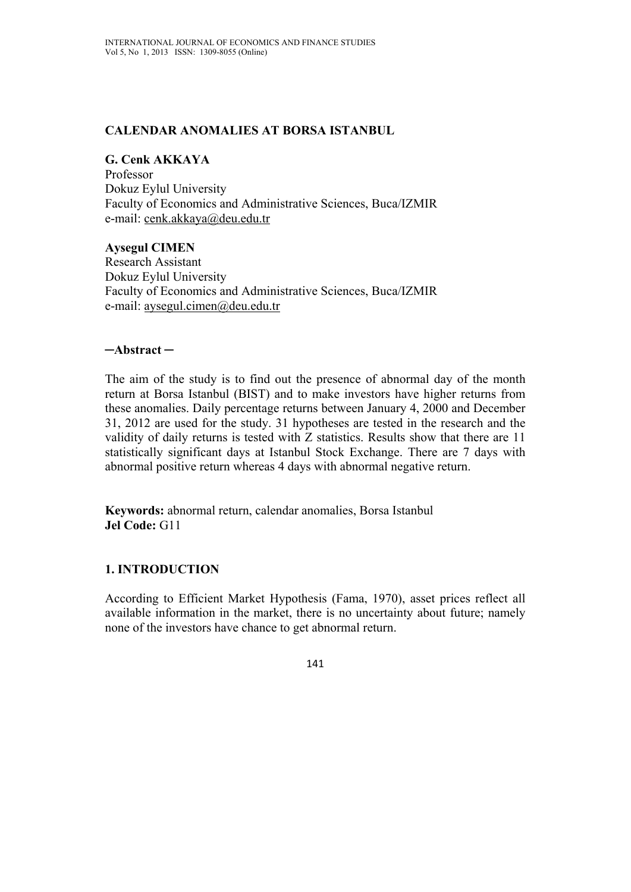# CALENDAR ANOMALIES AT BORSA ISTANBUL

**G. Cenk AKKAYA**
Professor
Dokuz Eylul University
Faculty of Economics and Administrative Sciences, Buca/IZMIR
e-mail: cenk.akkaya@deu.edu.tr

**Aysegul CIMEN**
Research Assistant
Dokuz Eylul University
Faculty of Economics and Administrative Sciences, Buca/IZMIR
e-mail: aysegul.cimen@deu.edu.tr

**─Abstract ─**

The aim of the study is to find out the presence of abnormal day of the month return at Borsa Istanbul (BIST) and to make investors have higher returns from these anomalies. Daily percentage returns between January 4, 2000 and December 31, 2012 are used for the study. 31 hypotheses are tested in the research and the validity of daily returns is tested with Z statistics. Results show that there are 11 statistically significant days at Istanbul Stock Exchange. There are 7 days with abnormal positive return whereas 4 days with abnormal negative return.

**Keywords:** abnormal return, calendar anomalies, Borsa Istanbul
**Jel Code:** G11

## 1. INTRODUCTION

According to Efficient Market Hypothesis (Fama, 1970), asset prices reflect all available information in the market, there is no uncertainty about future; namely none of the investors have chance to get abnormal return.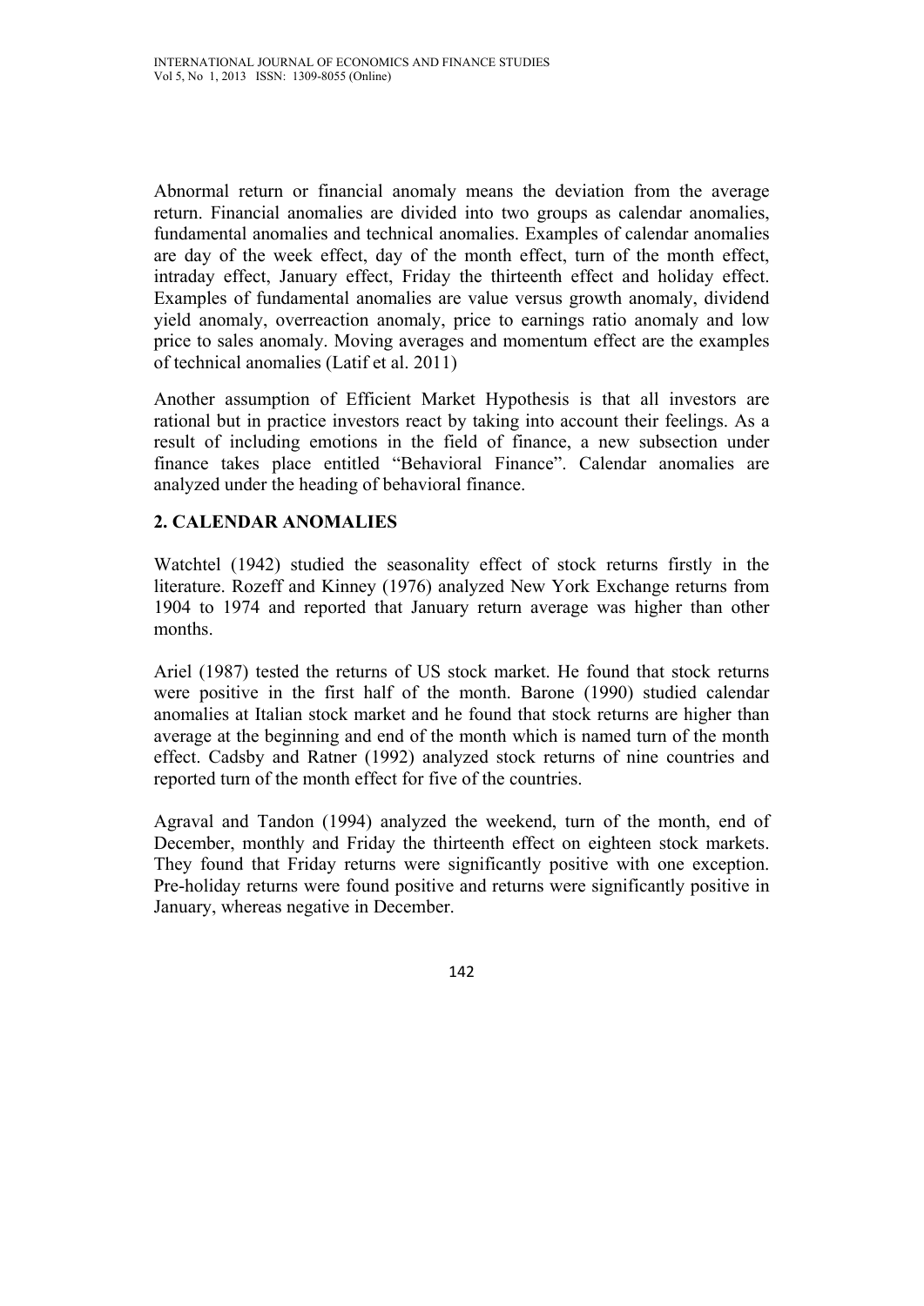Abnormal return or financial anomaly means the deviation from the average return. Financial anomalies are divided into two groups as calendar anomalies, fundamental anomalies and technical anomalies. Examples of calendar anomalies are day of the week effect, day of the month effect, turn of the month effect, intraday effect, January effect, Friday the thirteenth effect and holiday effect. Examples of fundamental anomalies are value versus growth anomaly, dividend yield anomaly, overreaction anomaly, price to earnings ratio anomaly and low price to sales anomaly. Moving averages and momentum effect are the examples of technical anomalies (Latif et al. 2011)

Another assumption of Efficient Market Hypothesis is that all investors are rational but in practice investors react by taking into account their feelings. As a result of including emotions in the field of finance, a new subsection under finance takes place entitled "Behavioral Finance". Calendar anomalies are analyzed under the heading of behavioral finance.

## 2. CALENDAR ANOMALIES

Watchtel (1942) studied the seasonality effect of stock returns firstly in the literature. Rozeff and Kinney (1976) analyzed New York Exchange returns from 1904 to 1974 and reported that January return average was higher than other months.

Ariel (1987) tested the returns of US stock market. He found that stock returns were positive in the first half of the month. Barone (1990) studied calendar anomalies at Italian stock market and he found that stock returns are higher than average at the beginning and end of the month which is named turn of the month effect. Cadsby and Ratner (1992) analyzed stock returns of nine countries and reported turn of the month effect for five of the countries.

Agraval and Tandon (1994) analyzed the weekend, turn of the month, end of December, monthly and Friday the thirteenth effect on eighteen stock markets. They found that Friday returns were significantly positive with one exception. Pre-holiday returns were found positive and returns were significantly positive in January, whereas negative in December.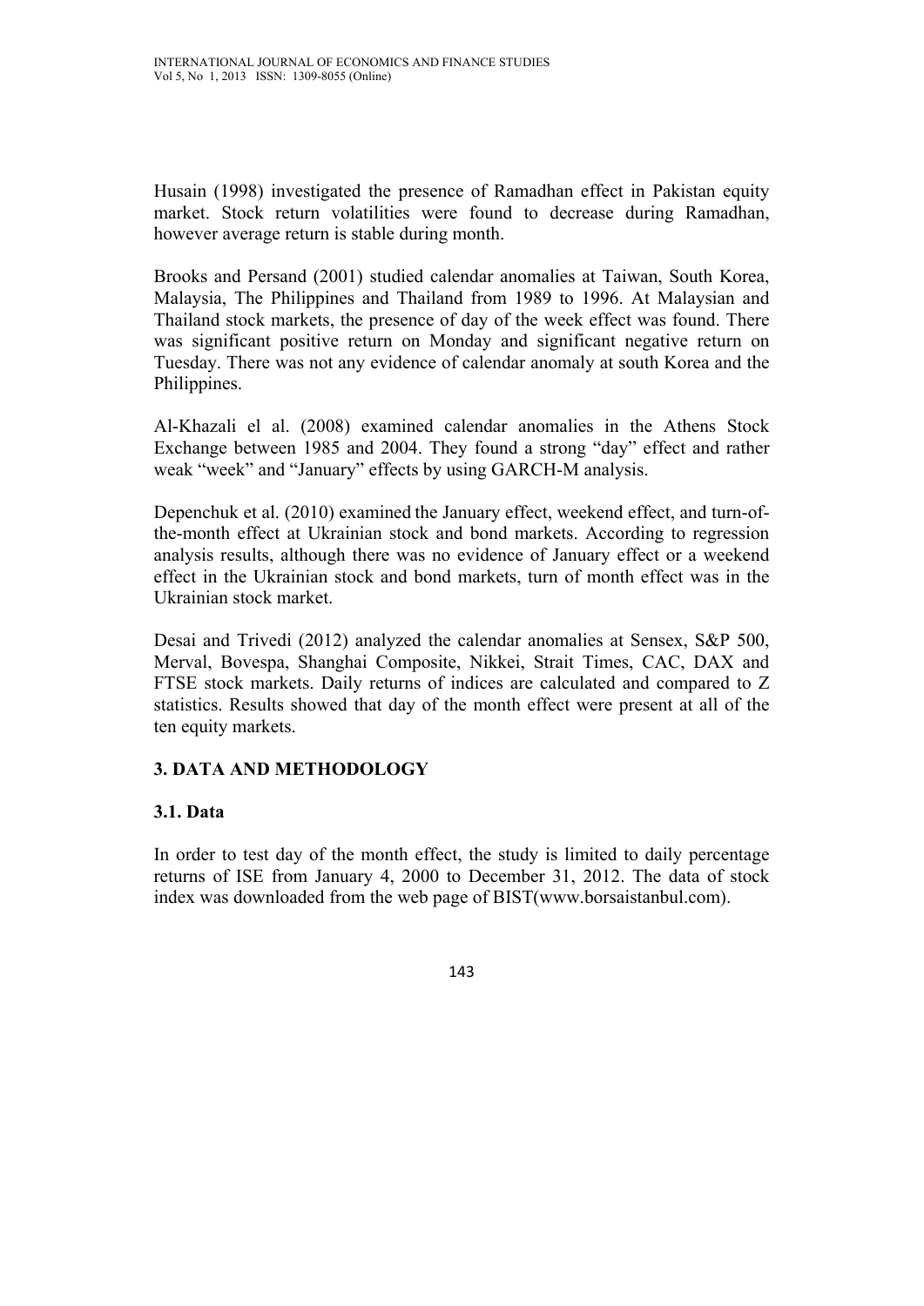Husain (1998) investigated the presence of Ramadhan effect in Pakistan equity market. Stock return volatilities were found to decrease during Ramadhan, however average return is stable during month.

Brooks and Persand (2001) studied calendar anomalies at Taiwan, South Korea, Malaysia, The Philippines and Thailand from 1989 to 1996. At Malaysian and Thailand stock markets, the presence of day of the week effect was found. There was significant positive return on Monday and significant negative return on Tuesday. There was not any evidence of calendar anomaly at south Korea and the Philippines.

Al-Khazali el al. (2008) examined calendar anomalies in the Athens Stock Exchange between 1985 and 2004. They found a strong "day" effect and rather weak "week" and "January" effects by using GARCH-M analysis.

Depenchuk et al. (2010) examined the January effect, weekend effect, and turn-of-the-month effect at Ukrainian stock and bond markets. According to regression analysis results, although there was no evidence of January effect or a weekend effect in the Ukrainian stock and bond markets, turn of month effect was in the Ukrainian stock market.

Desai and Trivedi (2012) analyzed the calendar anomalies at Sensex, S&P 500, Merval, Bovespa, Shanghai Composite, Nikkei, Strait Times, CAC, DAX and FTSE stock markets. Daily returns of indices are calculated and compared to Z statistics. Results showed that day of the month effect were present at all of the ten equity markets.

## 3. DATA AND METHODOLOGY

### 3.1. Data

In order to test day of the month effect, the study is limited to daily percentage returns of ISE from January 4, 2000 to December 31, 2012. The data of stock index was downloaded from the web page of BIST(www.borsaistanbul.com).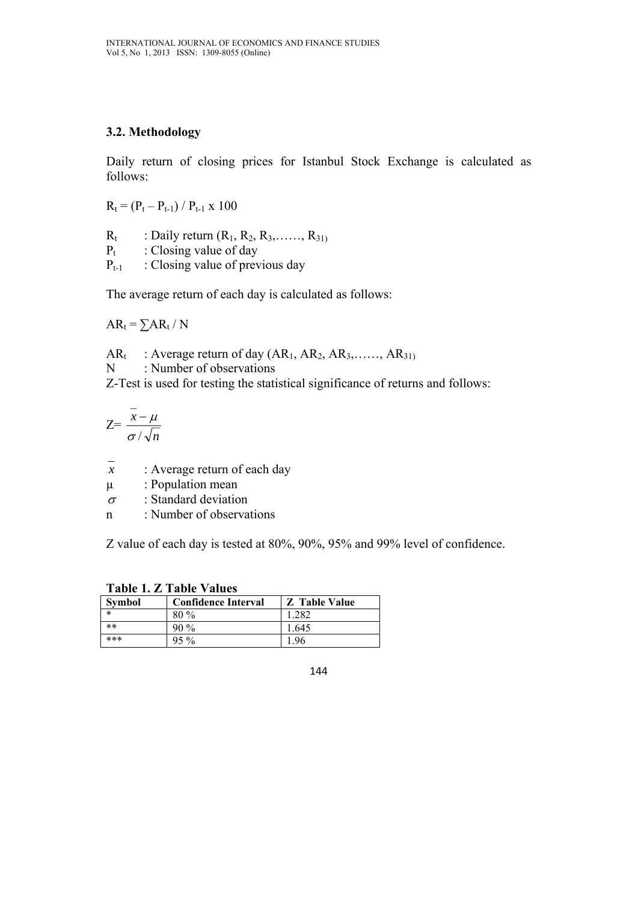### 3.2. Methodology

Daily return of closing prices for Istanbul Stock Exchange is calculated as follows:

$R_t = (P_t – P_{t-1}) / P_{t-1} \times 100$

$R_t$ : Daily return ($R_1, R_2, R_3, \ldots\ldots, R_{31}$)
$P_t$ : Closing value of day
$P_{t-1}$ : Closing value of previous day

The average return of each day is calculated as follows:

$AR_t = \sum AR_t / N$

$AR_t$ : Average return of day ($AR_1, AR_2, AR_3, \ldots\ldots, AR_{31}$)
N : Number of observations
Z-Test is used for testing the statistical significance of returns and follows:

$$Z = \frac{\bar{x} - \mu}{\sigma / \sqrt{n}}$$

$\bar{x}$ : Average return of each day
$\mu$ : Population mean
$\sigma$ : Standard deviation
n : Number of observations

Z value of each day is tested at 80%, 90%, 95% and 99% level of confidence.

**Table 1. Z Table Values**

| Symbol | Confidence Interval | Z Table Value |
|---|---|---|
| * | 80 % | 1.282 |
| ** | 90 % | 1.645 |
| *** | 95 % | 1.96 |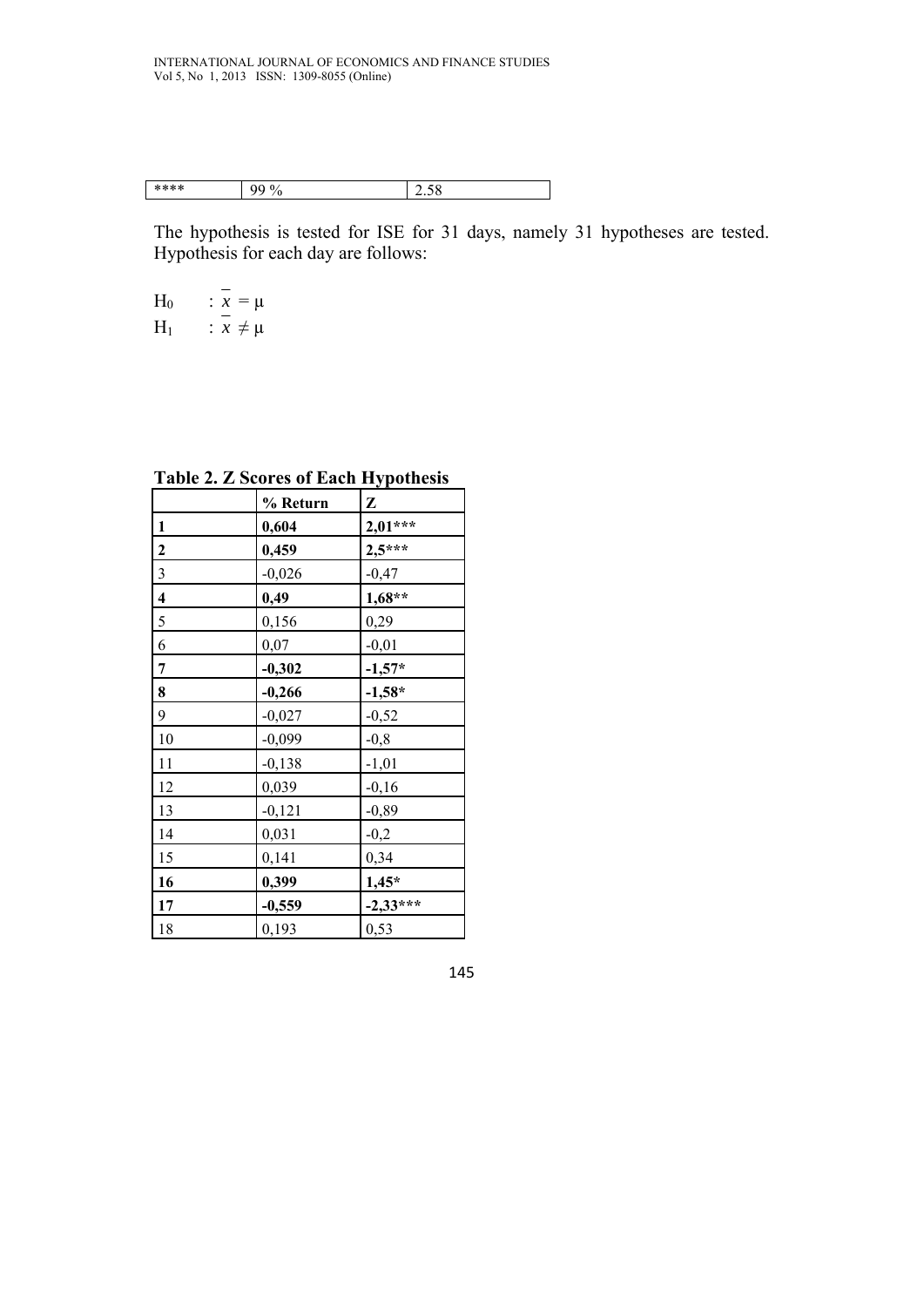| **** | 99 % | 2.58 |
|---|---|---|

The hypothesis is tested for ISE for 31 days, namely 31 hypotheses are tested. Hypothesis for each day are follows:

$H_0 \quad : \bar{x} = \mu$

$H_1 \quad : \bar{x} \neq \mu$

**Table 2. Z Scores of Each Hypothesis**

| | % Return | Z |
|---|---|---|
| **1** | **0,604** | **2,01*** ** |
| **2** | **0,459** | **2,5*** ** |
| 3 | -0,026 | -0,47 |
| **4** | **0,49** | **1,68** ** |
| 5 | 0,156 | 0,29 |
| 6 | 0,07 | -0,01 |
| **7** | **-0,302** | **-1,57* ** |
| **8** | **-0,266** | **-1,58* ** |
| 9 | -0,027 | -0,52 |
| 10 | -0,099 | -0,8 |
| 11 | -0,138 | -1,01 |
| 12 | 0,039 | -0,16 |
| 13 | -0,121 | -0,89 |
| 14 | 0,031 | -0,2 |
| 15 | 0,141 | 0,34 |
| **16** | **0,399** | **1,45* ** |
| **17** | **-0,559** | **-2,33*** ** |
| 18 | 0,193 | 0,53 |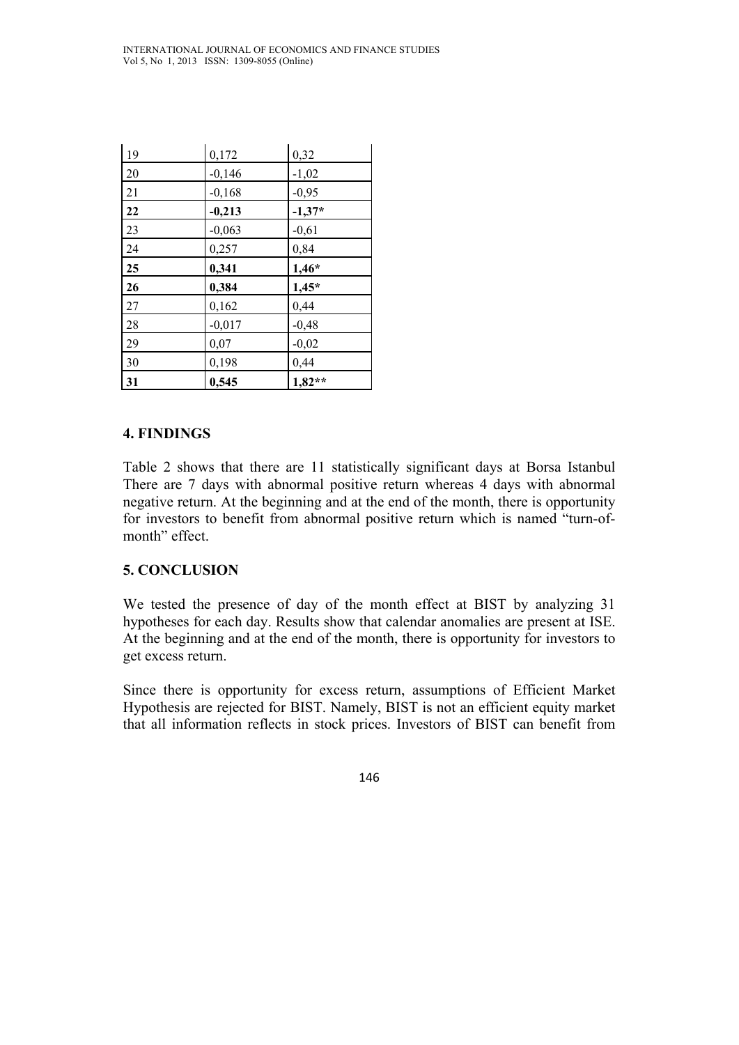| | | |
|---|---|---|
| 19 | 0,172 | 0,32 |
| 20 | -0,146 | -1,02 |
| 21 | -0,168 | -0,95 |
| **22** | **-0,213** | **-1,37*** |
| 23 | -0,063 | -0,61 |
| 24 | 0,257 | 0,84 |
| **25** | **0,341** | **1,46*** |
| **26** | **0,384** | **1,45*** |
| 27 | 0,162 | 0,44 |
| 28 | -0,017 | -0,48 |
| 29 | 0,07 | -0,02 |
| 30 | 0,198 | 0,44 |
| **31** | **0,545** | **1,82**** |

## 4. FINDINGS

Table 2 shows that there are 11 statistically significant days at Borsa Istanbul There are 7 days with abnormal positive return whereas 4 days with abnormal negative return. At the beginning and at the end of the month, there is opportunity for investors to benefit from abnormal positive return which is named "turn-of-month" effect.

## 5. CONCLUSION

We tested the presence of day of the month effect at BIST by analyzing 31 hypotheses for each day. Results show that calendar anomalies are present at ISE. At the beginning and at the end of the month, there is opportunity for investors to get excess return.

Since there is opportunity for excess return, assumptions of Efficient Market Hypothesis are rejected for BIST. Namely, BIST is not an efficient equity market that all information reflects in stock prices. Investors of BIST can benefit from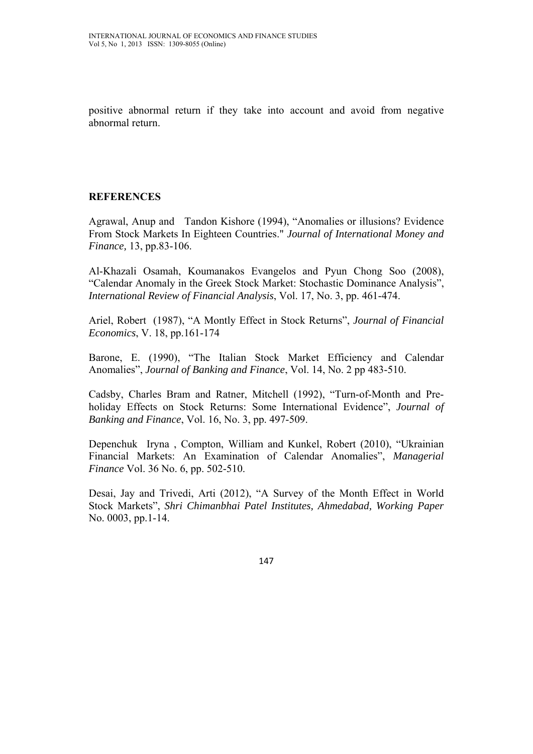positive abnormal return if they take into account and avoid from negative abnormal return.

## REFERENCES

Agrawal, Anup and Tandon Kishore (1994), "Anomalies or illusions? Evidence From Stock Markets In Eighteen Countries." *Journal of International Money and Finance,* 13, pp.83-106.

Al-Khazali Osamah, Koumanakos Evangelos and Pyun Chong Soo (2008), "Calendar Anomaly in the Greek Stock Market: Stochastic Dominance Analysis", *International Review of Financial Analysis*, Vol. 17, No. 3, pp. 461-474.

Ariel, Robert (1987), "A Montly Effect in Stock Returns", *Journal of Financial Economics*, V. 18, pp.161-174

Barone, E. (1990), "The Italian Stock Market Efficiency and Calendar Anomalies", *Journal of Banking and Finance*, Vol. 14, No. 2 pp 483-510.

Cadsby, Charles Bram and Ratner, Mitchell (1992), "Turn-of-Month and Pre-holiday Effects on Stock Returns: Some International Evidence", *Journal of Banking and Finance*, Vol. 16, No. 3, pp. 497-509.

Depenchuk Iryna , Compton, William and Kunkel, Robert (2010), "Ukrainian Financial Markets: An Examination of Calendar Anomalies", *Managerial Finance* Vol. 36 No. 6, pp. 502-510.

Desai, Jay and Trivedi, Arti (2012), "A Survey of the Month Effect in World Stock Markets", *Shri Chimanbhai Patel Institutes, Ahmedabad, Working Paper* No. 0003, pp.1-14.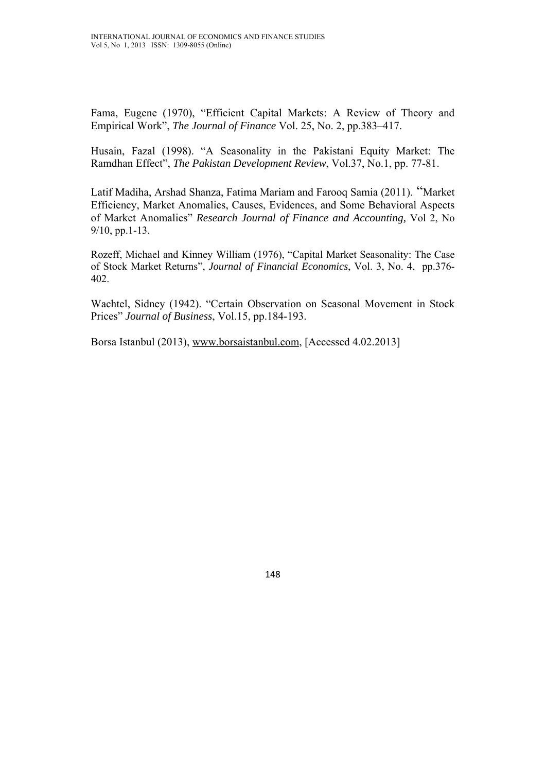Fama, Eugene (1970), "Efficient Capital Markets: A Review of Theory and Empirical Work", *The Journal of Finance* Vol. 25, No. 2, pp.383–417.

Husain, Fazal (1998). "A Seasonality in the Pakistani Equity Market: The Ramdhan Effect", *The Pakistan Development Review*, Vol.37, No.1, pp. 77-81.

Latif Madiha, Arshad Shanza, Fatima Mariam and Farooq Samia (2011). "Market Efficiency, Market Anomalies, Causes, Evidences, and Some Behavioral Aspects of Market Anomalies" *Research Journal of Finance and Accounting,* Vol 2, No 9/10, pp.1-13.

Rozeff, Michael and Kinney William (1976), "Capital Market Seasonality: The Case of Stock Market Returns", *Journal of Financial Economics*, Vol. 3, No. 4, pp.376-402.

Wachtel, Sidney (1942). "Certain Observation on Seasonal Movement in Stock Prices" *Journal of Business*, Vol.15, pp.184-193.

Borsa Istanbul (2013), www.borsaistanbul.com, [Accessed 4.02.2013]